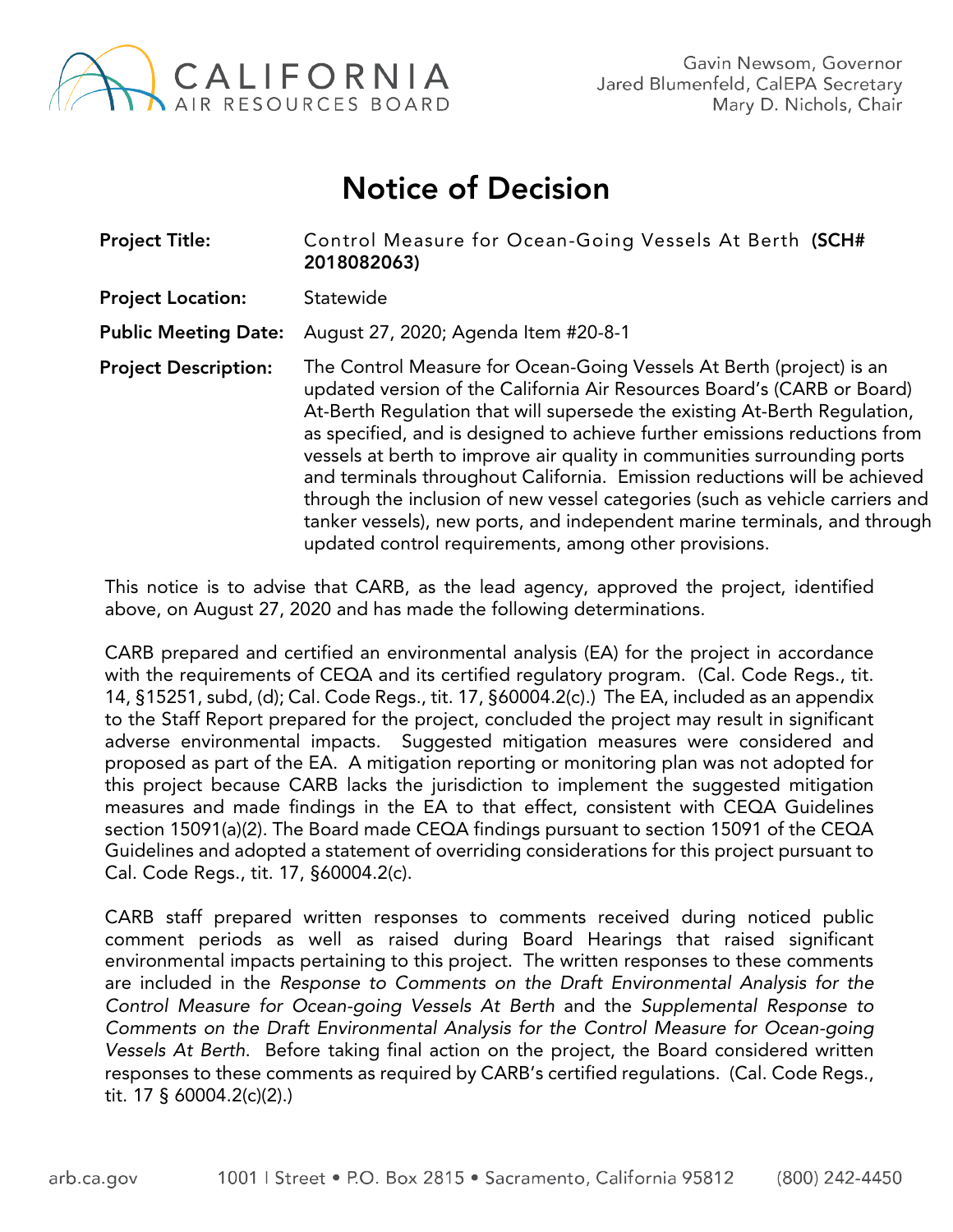CALIFORNIA AIR RESOURCES BOARD

Gavin Newsom, Governor
Jared Blumenfeld, CalEPA Secretary
Mary D. Nichols, Chair

# Notice of Decision

**Project Title:** Control Measure for Ocean-Going Vessels At Berth **(SCH# 2018082063)**

**Project Location:** Statewide

**Public Meeting Date:** August 27, 2020; Agenda Item #20-8-1

**Project Description:** The Control Measure for Ocean-Going Vessels At Berth (project) is an updated version of the California Air Resources Board's (CARB or Board) At-Berth Regulation that will supersede the existing At-Berth Regulation, as specified, and is designed to achieve further emissions reductions from vessels at berth to improve air quality in communities surrounding ports and terminals throughout California. Emission reductions will be achieved through the inclusion of new vessel categories (such as vehicle carriers and tanker vessels), new ports, and independent marine terminals, and through updated control requirements, among other provisions.

This notice is to advise that CARB, as the lead agency, approved the project, identified above, on August 27, 2020 and has made the following determinations.

CARB prepared and certified an environmental analysis (EA) for the project in accordance with the requirements of CEQA and its certified regulatory program. (Cal. Code Regs., tit. 14, §15251, subd, (d); Cal. Code Regs., tit. 17, §60004.2(c).) The EA, included as an appendix to the Staff Report prepared for the project, concluded the project may result in significant adverse environmental impacts. Suggested mitigation measures were considered and proposed as part of the EA. A mitigation reporting or monitoring plan was not adopted for this project because CARB lacks the jurisdiction to implement the suggested mitigation measures and made findings in the EA to that effect, consistent with CEQA Guidelines section 15091(a)(2). The Board made CEQA findings pursuant to section 15091 of the CEQA Guidelines and adopted a statement of overriding considerations for this project pursuant to Cal. Code Regs., tit. 17, §60004.2(c).

CARB staff prepared written responses to comments received during noticed public comment periods as well as raised during Board Hearings that raised significant environmental impacts pertaining to this project. The written responses to these comments are included in the *Response to Comments on the Draft Environmental Analysis for the Control Measure for Ocean-going Vessels At Berth* and the *Supplemental Response to Comments on the Draft Environmental Analysis for the Control Measure for Ocean-going Vessels At Berth*. Before taking final action on the project, the Board considered written responses to these comments as required by CARB's certified regulations. (Cal. Code Regs., tit. 17 § 60004.2(c)(2).)

arb.ca.gov 1001 I Street • P.O. Box 2815 • Sacramento, California 95812 (800) 242-4450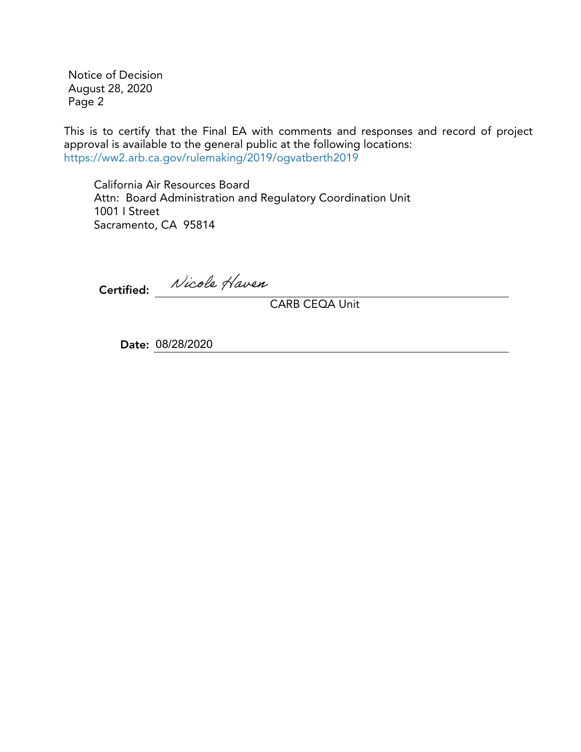This is to certify that the Final EA with comments and responses and record of project approval is available to the general public at the following locations:
https://ww2.arb.ca.gov/rulemaking/2019/ogvatberth2019

California Air Resources Board
Attn: Board Administration and Regulatory Coordination Unit
1001 I Street
Sacramento, CA 95814

**Certified:** Nicole Haven
CARB CEQA Unit

**Date:** 08/28/2020